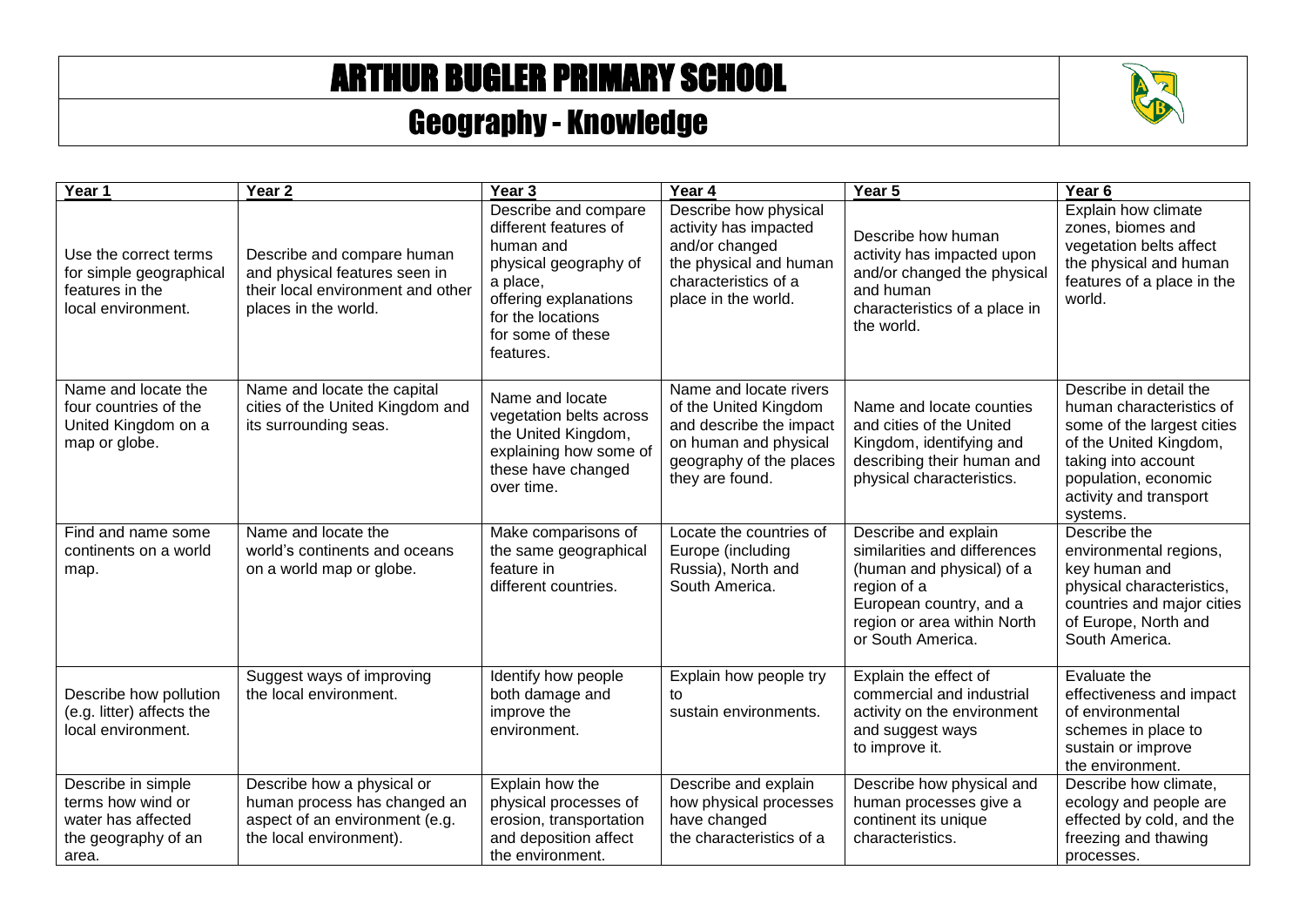# ARTHUR BUGLER PRIMARY SCHOOL

## Geography - Knowledge

| Year 1 | Year 2 | Year 3 | Year 4 | Year 5 | Year 6 |
|---|---|---|---|---|---|
| Use the correct terms for simple geographical features in the local environment. | Describe and compare human and physical features seen in their local environment and other places in the world. | Describe and compare different features of human and physical geography of a place, offering explanations for the locations for some of these features. | Describe how physical activity has impacted and/or changed the physical and human characteristics of a place in the world. | Describe how human activity has impacted upon and/or changed the physical and human characteristics of a place in the world. | Explain how climate zones, biomes and vegetation belts affect the physical and human features of a place in the world. |
| Name and locate the four countries of the United Kingdom on a map or globe. | Name and locate the capital cities of the United Kingdom and its surrounding seas. | Name and locate vegetation belts across the United Kingdom, explaining how some of these have changed over time. | Name and locate rivers of the United Kingdom and describe the impact on human and physical geography of the places they are found. | Name and locate counties and cities of the United Kingdom, identifying and describing their human and physical characteristics. | Describe in detail the human characteristics of some of the largest cities of the United Kingdom, taking into account population, economic activity and transport systems. |
| Find and name some continents on a world map. | Name and locate the world's continents and oceans on a world map or globe. | Make comparisons of the same geographical feature in different countries. | Locate the countries of Europe (including Russia), North and South America. | Describe and explain similarities and differences (human and physical) of a region of a European country, and a region or area within North or South America. | Describe the environmental regions, key human and physical characteristics, countries and major cities of Europe, North and South America. |
| Describe how pollution (e.g. litter) affects the local environment. | Suggest ways of improving the local environment. | Identify how people both damage and improve the environment. | Explain how people try to sustain environments. | Explain the effect of commercial and industrial activity on the environment and suggest ways to improve it. | Evaluate the effectiveness and impact of environmental schemes in place to sustain or improve the environment. |
| Describe in simple terms how wind or water has affected the geography of an area. | Describe how a physical or human process has changed an aspect of an environment (e.g. the local environment). | Explain how the physical processes of erosion, transportation and deposition affect the environment. | Describe and explain how physical processes have changed the characteristics of a | Describe how physical and human processes give a continent its unique characteristics. | Describe how climate, ecology and people are effected by cold, and the freezing and thawing processes. |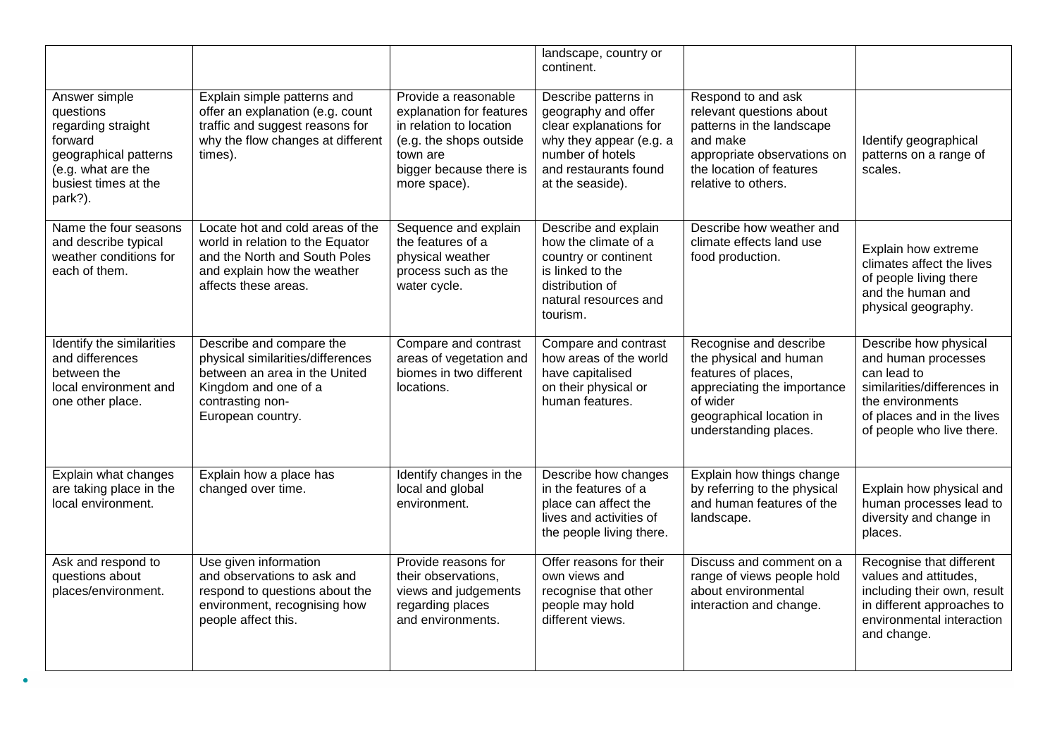| | | | | | |
|---|---|---|---|---|---|
| | | | landscape, country or continent. | | |
| Answer simple questions regarding straight forward geographical patterns (e.g. what are the busiest times at the park?). | Explain simple patterns and offer an explanation (e.g. count traffic and suggest reasons for why the flow changes at different times). | Provide a reasonable explanation for features in relation to location (e.g. the shops outside town are bigger because there is more space). | Describe patterns in geography and offer clear explanations for why they appear (e.g. a number of hotels and restaurants found at the seaside). | Respond to and ask relevant questions about patterns in the landscape and make appropriate observations on the location of features relative to others. | Identify geographical patterns on a range of scales. |
| Name the four seasons and describe typical weather conditions for each of them. | Locate hot and cold areas of the world in relation to the Equator and the North and South Poles and explain how the weather affects these areas. | Sequence and explain the features of a physical weather process such as the water cycle. | Describe and explain how the climate of a country or continent is linked to the distribution of natural resources and tourism. | Describe how weather and climate effects land use food production. | Explain how extreme climates affect the lives of people living there and the human and physical geography. |
| Identify the similarities and differences between the local environment and one other place. | Describe and compare the physical similarities/differences between an area in the United Kingdom and one of a contrasting non-European country. | Compare and contrast areas of vegetation and biomes in two different locations. | Compare and contrast how areas of the world have capitalised on their physical or human features. | Recognise and describe the physical and human features of places, appreciating the importance of wider geographical location in understanding places. | Describe how physical and human processes can lead to similarities/differences in the environments of places and in the lives of people who live there. |
| Explain what changes are taking place in the local environment. | Explain how a place has changed over time. | Identify changes in the local and global environment. | Describe how changes in the features of a place can affect the lives and activities of the people living there. | Explain how things change by referring to the physical and human features of the landscape. | Explain how physical and human processes lead to diversity and change in places. |
| Ask and respond to questions about places/environment. | Use given information and observations to ask and respond to questions about the environment, recognising how people affect this. | Provide reasons for their observations, views and judgements regarding places and environments. | Offer reasons for their own views and recognise that other people may hold different views. | Discuss and comment on a range of views people hold about environmental interaction and change. | Recognise that different values and attitudes, including their own, result in different approaches to environmental interaction and change. |